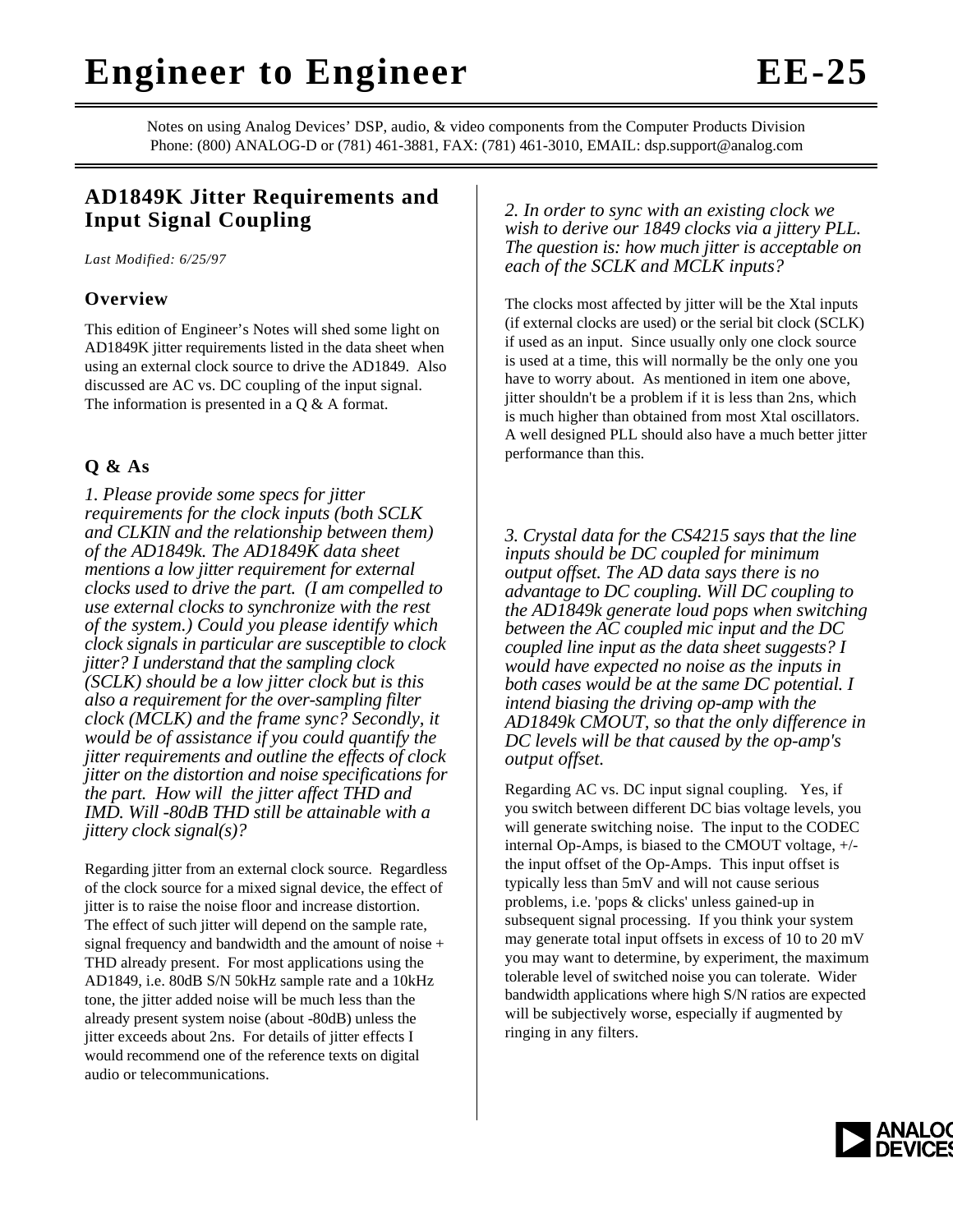# Engineer to Engineer EE-25

Notes on using Analog Devices' DSP, audio, & video components from the Computer Products Division
Phone: (800) ANALOG-D or (781) 461-3881, FAX: (781) 461-3010, EMAIL: dsp.support@analog.com

## AD1849K Jitter Requirements and Input Signal Coupling

*Last Modified: 6/25/97*

### Overview

This edition of Engineer's Notes will shed some light on AD1849K jitter requirements listed in the data sheet when using an external clock source to drive the AD1849. Also discussed are AC vs. DC coupling of the input signal. The information is presented in a Q & A format.

### Q & As

*1. Please provide some specs for jitter requirements for the clock inputs (both SCLK and CLKIN and the relationship between them) of the AD1849k. The AD1849K data sheet mentions a low jitter requirement for external clocks used to drive the part. (I am compelled to use external clocks to synchronize with the rest of the system.) Could you please identify which clock signals in particular are susceptible to clock jitter? I understand that the sampling clock (SCLK) should be a low jitter clock but is this also a requirement for the over-sampling filter clock (MCLK) and the frame sync? Secondly, it would be of assistance if you could quantify the jitter requirements and outline the effects of clock jitter on the distortion and noise specifications for the part. How will the jitter affect THD and IMD. Will -80dB THD still be attainable with a jittery clock signal(s)?*

Regarding jitter from an external clock source. Regardless of the clock source for a mixed signal device, the effect of jitter is to raise the noise floor and increase distortion. The effect of such jitter will depend on the sample rate, signal frequency and bandwidth and the amount of noise + THD already present. For most applications using the AD1849, i.e. 80dB S/N 50kHz sample rate and a 10kHz tone, the jitter added noise will be much less than the already present system noise (about -80dB) unless the jitter exceeds about 2ns. For details of jitter effects I would recommend one of the reference texts on digital audio or telecommunications.

*2. In order to sync with an existing clock we wish to derive our 1849 clocks via a jittery PLL. The question is: how much jitter is acceptable on each of the SCLK and MCLK inputs?*

The clocks most affected by jitter will be the Xtal inputs (if external clocks are used) or the serial bit clock (SCLK) if used as an input. Since usually only one clock source is used at a time, this will normally be the only one you have to worry about. As mentioned in item one above, jitter shouldn't be a problem if it is less than 2ns, which is much higher than obtained from most Xtal oscillators. A well designed PLL should also have a much better jitter performance than this.

*3. Crystal data for the CS4215 says that the line inputs should be DC coupled for minimum output offset. The AD data says there is no advantage to DC coupling. Will DC coupling to the AD1849k generate loud pops when switching between the AC coupled mic input and the DC coupled line input as the data sheet suggests? I would have expected no noise as the inputs in both cases would be at the same DC potential. I intend biasing the driving op-amp with the AD1849k CMOUT, so that the only difference in DC levels will be that caused by the op-amp's output offset.*

Regarding AC vs. DC input signal coupling. Yes, if you switch between different DC bias voltage levels, you will generate switching noise. The input to the CODEC internal Op-Amps, is biased to the CMOUT voltage, +/- the input offset of the Op-Amps. This input offset is typically less than 5mV and will not cause serious problems, i.e. 'pops & clicks' unless gained-up in subsequent signal processing. If you think your system may generate total input offsets in excess of 10 to 20 mV you may want to determine, by experiment, the maximum tolerable level of switched noise you can tolerate. Wider bandwidth applications where high S/N ratios are expected will be subjectively worse, especially if augmented by ringing in any filters.